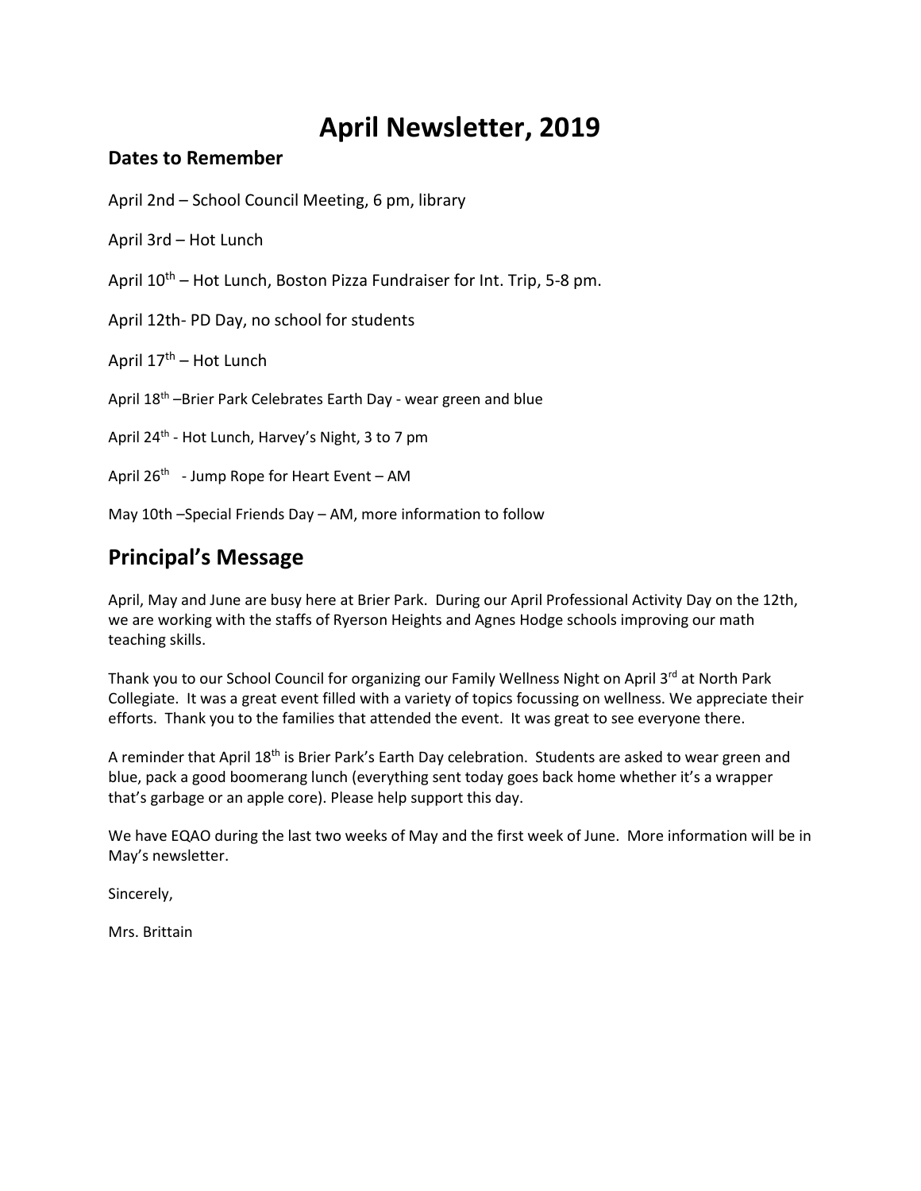# April Newsletter, 2019

### Dates to Remember

April 2nd – School Council Meeting, 6 pm, library

April 3rd – Hot Lunch

April 10th – Hot Lunch, Boston Pizza Fundraiser for Int. Trip, 5-8 pm.

April 12th- PD Day, no school for students

April 17th – Hot Lunch

April 18th –Brier Park Celebrates Earth Day - wear green and blue

April 24th - Hot Lunch, Harvey's Night, 3 to 7 pm

April 26th - Jump Rope for Heart Event – AM

May 10th –Special Friends Day – AM, more information to follow

## Principal's Message

April, May and June are busy here at Brier Park. During our April Professional Activity Day on the 12th, we are working with the staffs of Ryerson Heights and Agnes Hodge schools improving our math teaching skills.

Thank you to our School Council for organizing our Family Wellness Night on April 3rd at North Park Collegiate. It was a great event filled with a variety of topics focussing on wellness. We appreciate their efforts. Thank you to the families that attended the event. It was great to see everyone there.

A reminder that April 18th is Brier Park's Earth Day celebration. Students are asked to wear green and blue, pack a good boomerang lunch (everything sent today goes back home whether it's a wrapper that's garbage or an apple core). Please help support this day.

We have EQAO during the last two weeks of May and the first week of June. More information will be in May's newsletter.

Sincerely,

Mrs. Brittain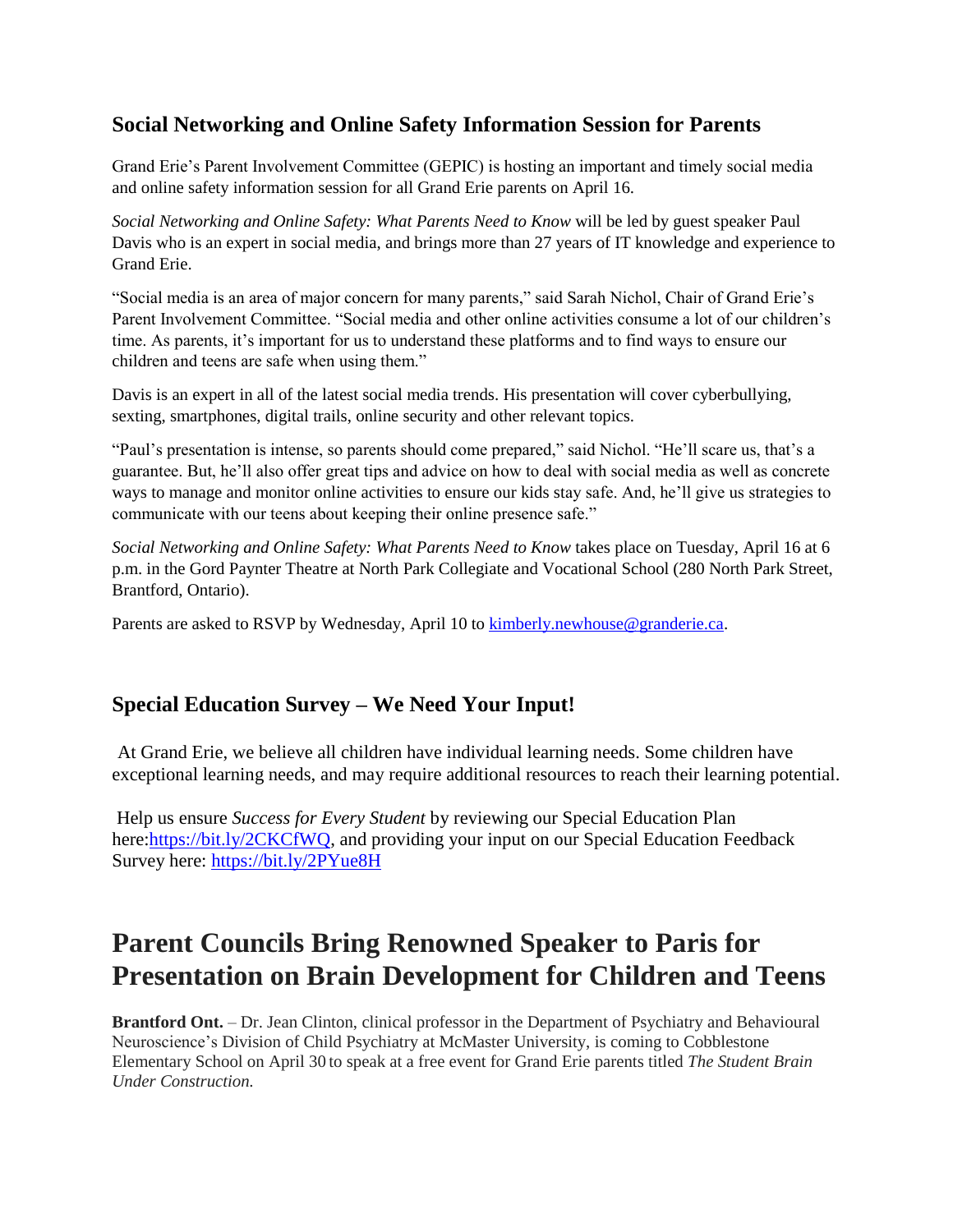### Social Networking and Online Safety Information Session for Parents

Grand Erie's Parent Involvement Committee (GEPIC) is hosting an important and timely social media and online safety information session for all Grand Erie parents on April 16.

*Social Networking and Online Safety: What Parents Need to Know* will be led by guest speaker Paul Davis who is an expert in social media, and brings more than 27 years of IT knowledge and experience to Grand Erie.

"Social media is an area of major concern for many parents," said Sarah Nichol, Chair of Grand Erie's Parent Involvement Committee. "Social media and other online activities consume a lot of our children's time. As parents, it's important for us to understand these platforms and to find ways to ensure our children and teens are safe when using them."

Davis is an expert in all of the latest social media trends. His presentation will cover cyberbullying, sexting, smartphones, digital trails, online security and other relevant topics.

"Paul's presentation is intense, so parents should come prepared," said Nichol. "He'll scare us, that's a guarantee. But, he'll also offer great tips and advice on how to deal with social media as well as concrete ways to manage and monitor online activities to ensure our kids stay safe. And, he'll give us strategies to communicate with our teens about keeping their online presence safe."

*Social Networking and Online Safety: What Parents Need to Know* takes place on Tuesday, April 16 at 6 p.m. in the Gord Paynter Theatre at North Park Collegiate and Vocational School (280 North Park Street, Brantford, Ontario).

Parents are asked to RSVP by Wednesday, April 10 to kimberly.newhouse@granderie.ca.

### Special Education Survey – We Need Your Input!

At Grand Erie, we believe all children have individual learning needs. Some children have exceptional learning needs, and may require additional resources to reach their learning potential.

Help us ensure *Success for Every Student* by reviewing our Special Education Plan here:https://bit.ly/2CKCfWQ, and providing your input on our Special Education Feedback Survey here: https://bit.ly/2PYue8H

# Parent Councils Bring Renowned Speaker to Paris for Presentation on Brain Development for Children and Teens

**Brantford Ont.** – Dr. Jean Clinton, clinical professor in the Department of Psychiatry and Behavioural Neuroscience's Division of Child Psychiatry at McMaster University, is coming to Cobblestone Elementary School on April 30 to speak at a free event for Grand Erie parents titled *The Student Brain Under Construction.*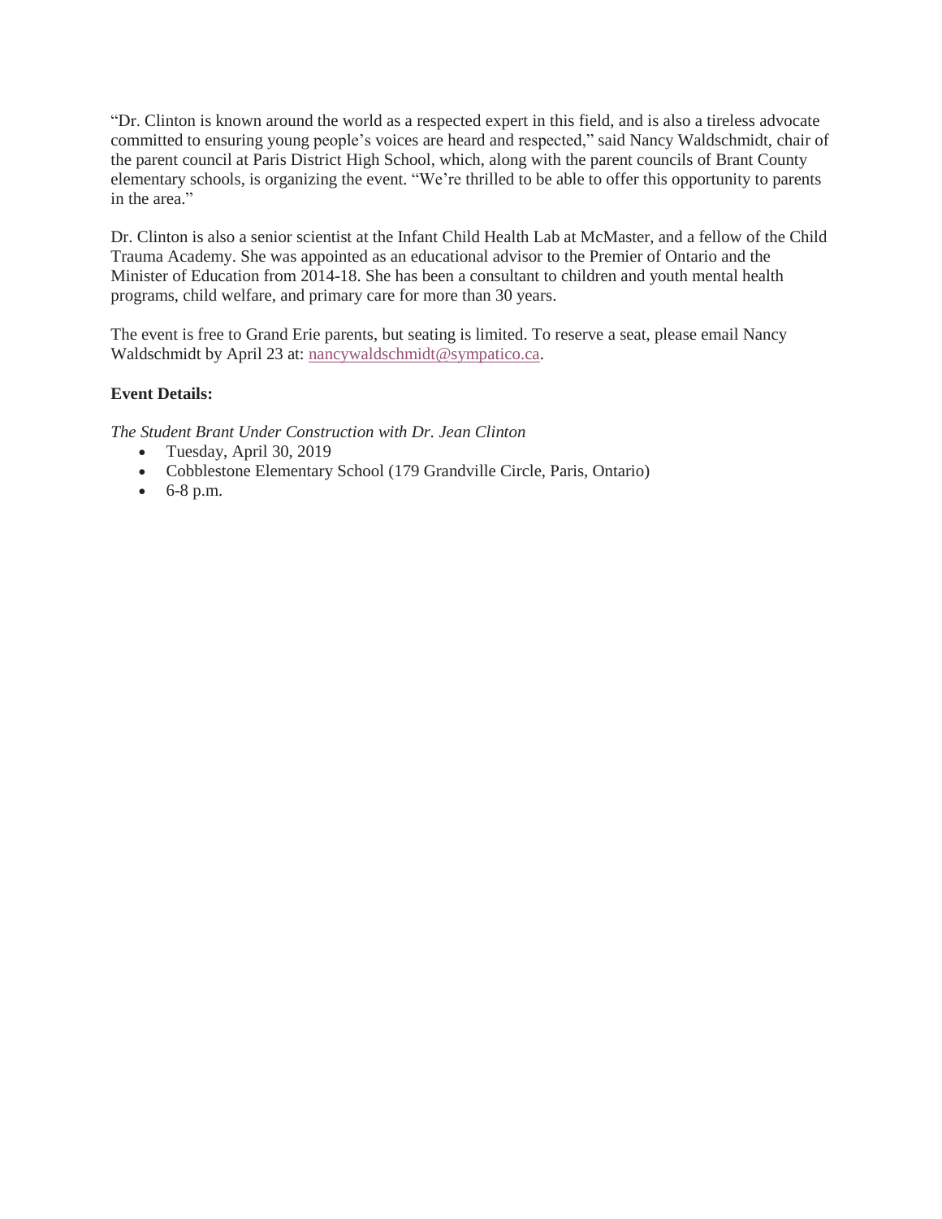"Dr. Clinton is known around the world as a respected expert in this field, and is also a tireless advocate committed to ensuring young people's voices are heard and respected," said Nancy Waldschmidt, chair of the parent council at Paris District High School, which, along with the parent councils of Brant County elementary schools, is organizing the event. "We're thrilled to be able to offer this opportunity to parents in the area."

Dr. Clinton is also a senior scientist at the Infant Child Health Lab at McMaster, and a fellow of the Child Trauma Academy. She was appointed as an educational advisor to the Premier of Ontario and the Minister of Education from 2014-18. She has been a consultant to children and youth mental health programs, child welfare, and primary care for more than 30 years.

The event is free to Grand Erie parents, but seating is limited. To reserve a seat, please email Nancy Waldschmidt by April 23 at: nancywaldschmidt@sympatico.ca.

**Event Details:**

*The Student Brant Under Construction with Dr. Jean Clinton*

- Tuesday, April 30, 2019
- Cobblestone Elementary School (179 Grandville Circle, Paris, Ontario)
- 6-8 p.m.